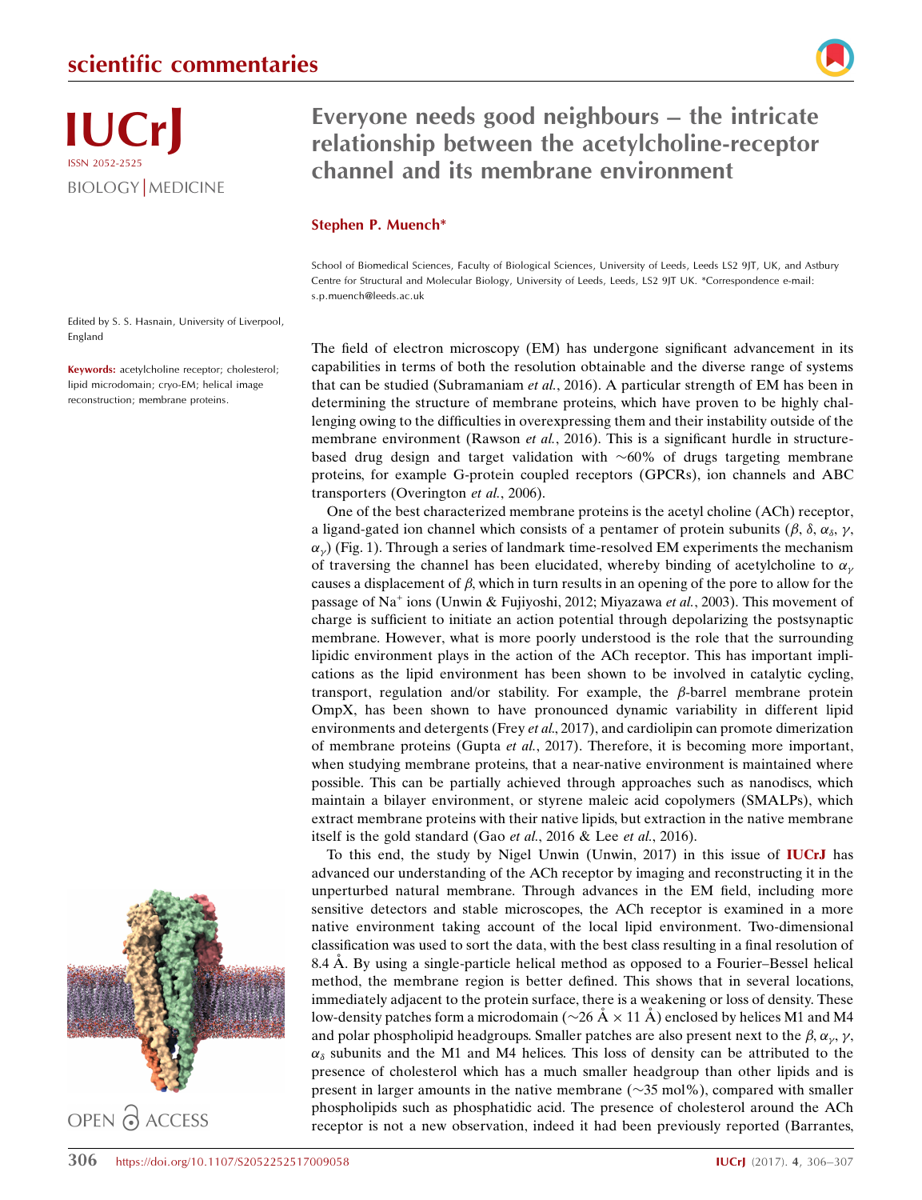scientific commentaries

IUCrJ
ISSN 2052-2525
BIOLOGY | MEDICINE

# Everyone needs good neighbours – the intricate relationship between the acetylcholine-receptor channel and its membrane environment

**Stephen P. Muench***

School of Biomedical Sciences, Faculty of Biological Sciences, University of Leeds, Leeds LS2 9JT, UK, and Astbury Centre for Structural and Molecular Biology, University of Leeds, Leeds, LS2 9JT UK. *Correspondence e-mail: s.p.muench@leeds.ac.uk

Edited by S. S. Hasnain, University of Liverpool, England

**Keywords:** acetylcholine receptor; cholesterol; lipid microdomain; cryo-EM; helical image reconstruction; membrane proteins.

OPEN ACCESS

The field of electron microscopy (EM) has undergone significant advancement in its capabilities in terms of both the resolution obtainable and the diverse range of systems that can be studied (Subramaniam *et al.*, 2016). A particular strength of EM has been in determining the structure of membrane proteins, which have proven to be highly challenging owing to the difficulties in overexpressing them and their instability outside of the membrane environment (Rawson *et al.*, 2016). This is a significant hurdle in structure-based drug design and target validation with ~60% of drugs targeting membrane proteins, for example G-protein coupled receptors (GPCRs), ion channels and ABC transporters (Overington *et al.*, 2006).

One of the best characterized membrane proteins is the acetyl choline (ACh) receptor, a ligand-gated ion channel which consists of a pentamer of protein subunits ($\beta$, $\delta$, $\alpha_\delta$, $\gamma$, $\alpha_\gamma$) (Fig. 1). Through a series of landmark time-resolved EM experiments the mechanism of traversing the channel has been elucidated, whereby binding of acetylcholine to $\alpha_\gamma$ causes a displacement of $\beta$, which in turn results in an opening of the pore to allow for the passage of $Na^+$ ions (Unwin & Fujiyoshi, 2012; Miyazawa *et al.*, 2003). This movement of charge is sufficient to initiate an action potential through depolarizing the postsynaptic membrane. However, what is more poorly understood is the role that the surrounding lipidic environment plays in the action of the ACh receptor. This has important implications as the lipid environment has been shown to be involved in catalytic cycling, transport, regulation and/or stability. For example, the $\beta$-barrel membrane protein OmpX, has been shown to have pronounced dynamic variability in different lipid environments and detergents (Frey *et al.*, 2017), and cardiolipin can promote dimerization of membrane proteins (Gupta *et al.*, 2017). Therefore, it is becoming more important, when studying membrane proteins, that a near-native environment is maintained where possible. This can be partially achieved through approaches such as nanodiscs, which maintain a bilayer environment, or styrene maleic acid copolymers (SMALPs), which extract membrane proteins with their native lipids, but extraction in the native membrane itself is the gold standard (Gao *et al.*, 2016 & Lee *et al.*, 2016).

To this end, the study by Nigel Unwin (Unwin, 2017) in this issue of **IUCrJ** has advanced our understanding of the ACh receptor by imaging and reconstructing it in the unperturbed natural membrane. Through advances in the EM field, including more sensitive detectors and stable microscopes, the ACh receptor is examined in a more native environment taking account of the local lipid environment. Two-dimensional classification was used to sort the data, with the best class resulting in a final resolution of 8.4 Å. By using a single-particle helical method as opposed to a Fourier–Bessel helical method, the membrane region is better defined. This shows that in several locations, immediately adjacent to the protein surface, there is a weakening or loss of density. These low-density patches form a microdomain (~26 Å × 11 Å) enclosed by helices M1 and M4 and polar phospholipid headgroups. Smaller patches are also present next to the $\beta$, $\alpha_\gamma$, $\gamma$, $\alpha_\delta$ subunits and the M1 and M4 helices. This loss of density can be attributed to the presence of cholesterol which has a much smaller headgroup than other lipids and is present in larger amounts in the native membrane (~35 mol%), compared with smaller phospholipids such as phosphatidic acid. The presence of cholesterol around the ACh receptor is not a new observation, indeed it had been previously reported (Barrantes,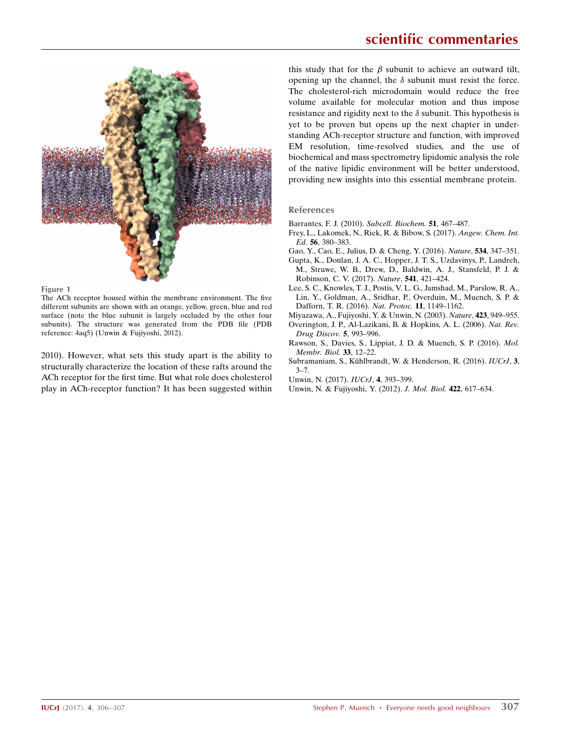Figure 1
The ACh receptor housed within the membrane environment. The five different subunits are shown with an orange, yellow, green, blue and red surface (note the blue subunit is largely occluded by the other four subunits). The structure was generated from the PDB file (PDB reference: 4aq5) (Unwin & Fujiyoshi, 2012).

2010). However, what sets this study apart is the ability to structurally characterize the location of these rafts around the ACh receptor for the first time. But what role does cholesterol play in ACh-receptor function? It has been suggested within this study that for the $\beta$ subunit to achieve an outward tilt, opening up the channel, the $\delta$ subunit must resist the force. The cholesterol-rich microdomain would reduce the free volume available for molecular motion and thus impose resistance and rigidity next to the $\delta$ subunit. This hypothesis is yet to be proven but opens up the next chapter in understanding ACh-receptor structure and function, with improved EM resolution, time-resolved studies, and the use of biochemical and mass spectrometry lipidomic analysis the role of the native lipidic environment will be better understood, providing new insights into this essential membrane protein.

## References

Barrantes, F. J. (2010). *Subcell. Biochem.* **51**, 467–487.

Frey, L., Lakomek, N., Riek, R. & Bibow, S. (2017). *Angew. Chem. Int. Ed.* **56**, 380–383.

Gao, Y., Cao, E., Julius, D. & Cheng, Y. (2016). *Nature*, **534**, 347–351.

Gupta, K., Donlan, J. A. C., Hopper, J. T. S., Uzdavinys, P., Landreh, M., Struwe, W. B., Drew, D., Baldwin, A. J., Stansfeld, P. J. & Robinson, C. V. (2017). *Nature*, **541**, 421–424.

Lee, S. C., Knowles, T. J., Postis, V. L. G., Jamshad, M., Parslow, R. A., Lin, Y., Goldman, A., Sridhar, P., Overduin, M., Muench, S. P. & Dafforn, T. R. (2016). *Nat. Protoc.* **11**, 1149–1162.

Miyazawa, A., Fujiyoshi, Y. & Unwin, N. (2003). *Nature*, **423**, 949–955.

Overington, J. P., Al-Lazikani, B. & Hopkins, A. L. (2006). *Nat. Rev. Drug Discov.* **5**, 993–996.

Rawson, S., Davies, S., Lippiat, J. D. & Muench, S. P. (2016). *Mol. Membr. Biol.* **33**, 12–22.

Subramaniam, S., Kühlbrandt, W. & Henderson, R. (2016). *IUCrJ*, **3**, 3–7.

Unwin, N. (2017). *IUCrJ*, **4**, 393–399.

Unwin, N. & Fujiyoshi, Y. (2012). *J. Mol. Biol.* **422**, 617–634.